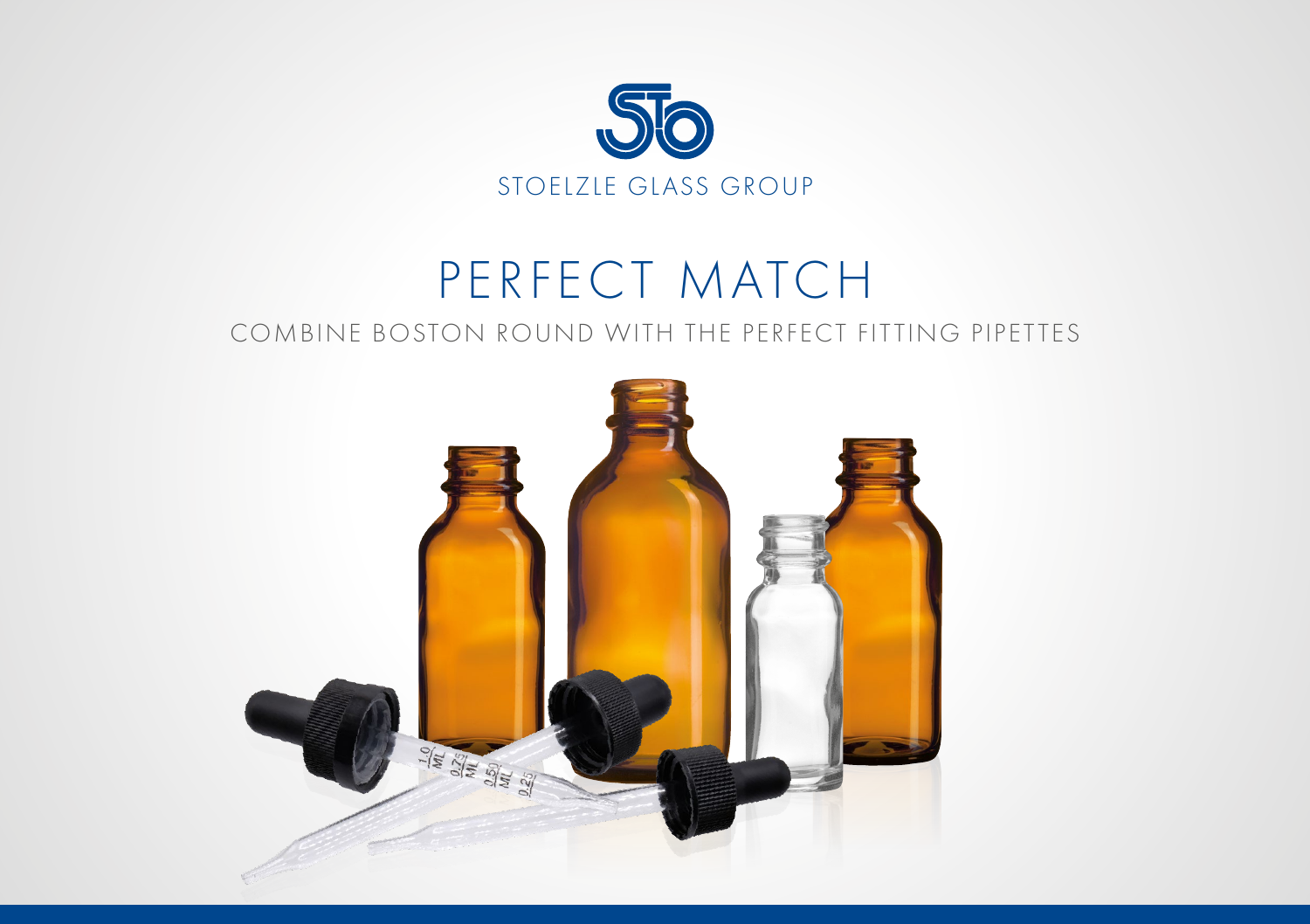STOELZLE GLASS GROUP

# PERFECT MATCH

## COMBINE BOSTON ROUND WITH THE PERFECT FITTING PIPETTES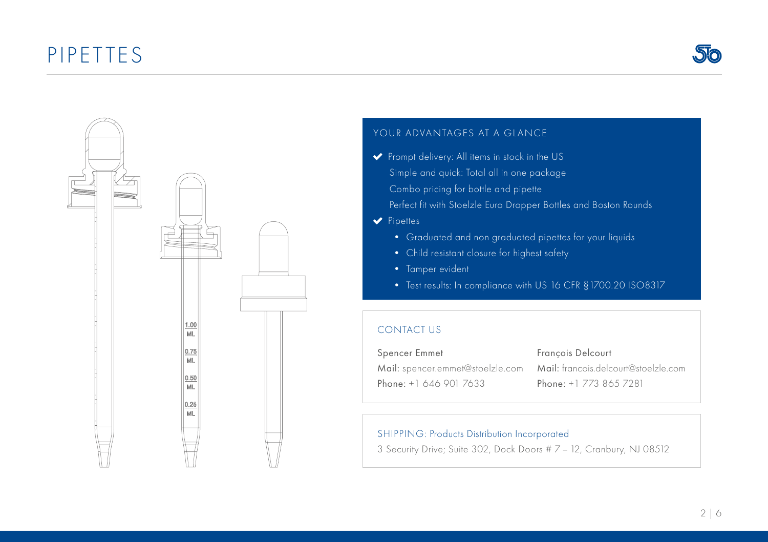# PIPETTES

## YOUR ADVANTAGES AT A GLANCE

- ✔ Prompt delivery: All items in stock in the US
  Simple and quick: Total all in one package
  Combo pricing for bottle and pipette
  Perfect fit with Stoelzle Euro Dropper Bottles and Boston Rounds
- ✔ Pipettes
  - Graduated and non graduated pipettes for your liquids
  - Child resistant closure for highest safety
  - Tamper evident
  - Test results: In compliance with US 16 CFR § 1700.20 ISO8317

## CONTACT US

Spencer Emmet
Mail: spencer.emmet@stoelzle.com
Phone: +1 646 901 7633

François Delcourt
Mail: francois.delcourt@stoelzle.com
Phone: +1 773 865 7281

## SHIPPING: Products Distribution Incorporated

3 Security Drive; Suite 302, Dock Doors # 7 – 12, Cranbury, NJ 08512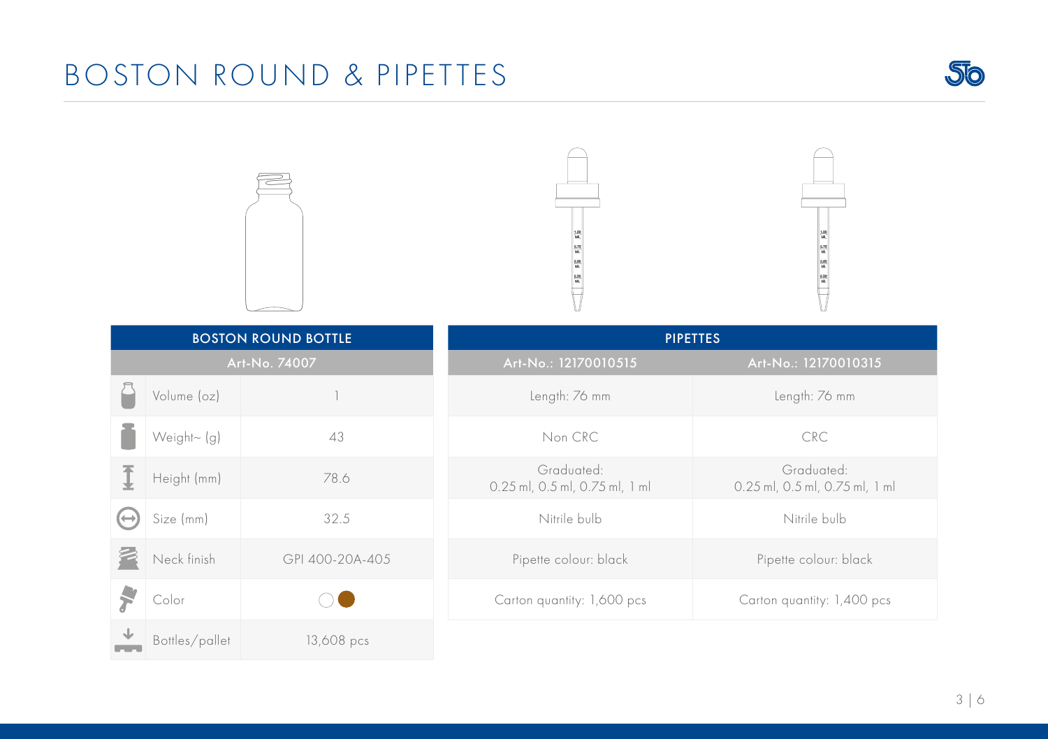# BOSTON ROUND & PIPETTES

| BOSTON ROUND BOTTLE | |
|---|---|
| **Art-No. 74007** | |
| Volume (oz) | 1 |
| Weight~ (g) | 43 |
| Height (mm) | 78.6 |
| Size (mm) | 32.5 |
| Neck finish | GPI 400-20A-405 |
| Color | ○ ● |
| Bottles/pallet | 13,608 pcs |

| PIPETTES | |
|---|---|
| **Art-No.: 12170010515** | **Art-No.: 12170010315** |
| Length: 76 mm | Length: 76 mm |
| Non CRC | CRC |
| Graduated: 0.25 ml, 0.5 ml, 0.75 ml, 1 ml | Graduated: 0.25 ml, 0.5 ml, 0.75 ml, 1 ml |
| Nitrile bulb | Nitrile bulb |
| Pipette colour: black | Pipette colour: black |
| Carton quantity: 1,600 pcs | Carton quantity: 1,400 pcs |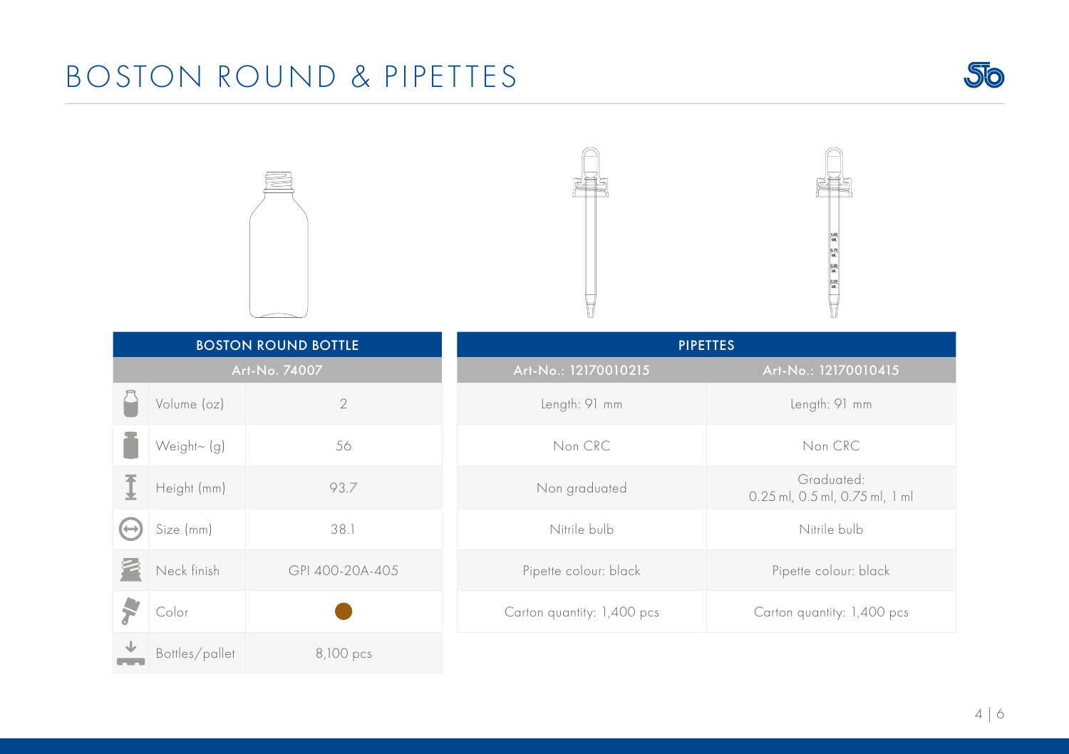# BOSTON ROUND & PIPETTES

| BOSTON ROUND BOTTLE | |
|---|---|
| Art-No. 74007 | |
| Volume (oz) | 2 |
| Weight~ (g) | 56 |
| Height (mm) | 93.7 |
| Size (mm) | 38.1 |
| Neck finish | GPI 400-20A-405 |
| Color | ● |
| Bottles/pallet | 8,100 pcs |

| PIPETTES | |
|---|---|
| Art-No.: 12170010215 | Art-No.: 12170010415 |
| Length: 91 mm | Length: 91 mm |
| Non CRC | Non CRC |
| Non graduated | Graduated: 0.25 ml, 0.5 ml, 0.75 ml, 1 ml |
| Nitrile bulb | Nitrile bulb |
| Pipette colour: black | Pipette colour: black |
| Carton quantity: 1,400 pcs | Carton quantity: 1,400 pcs |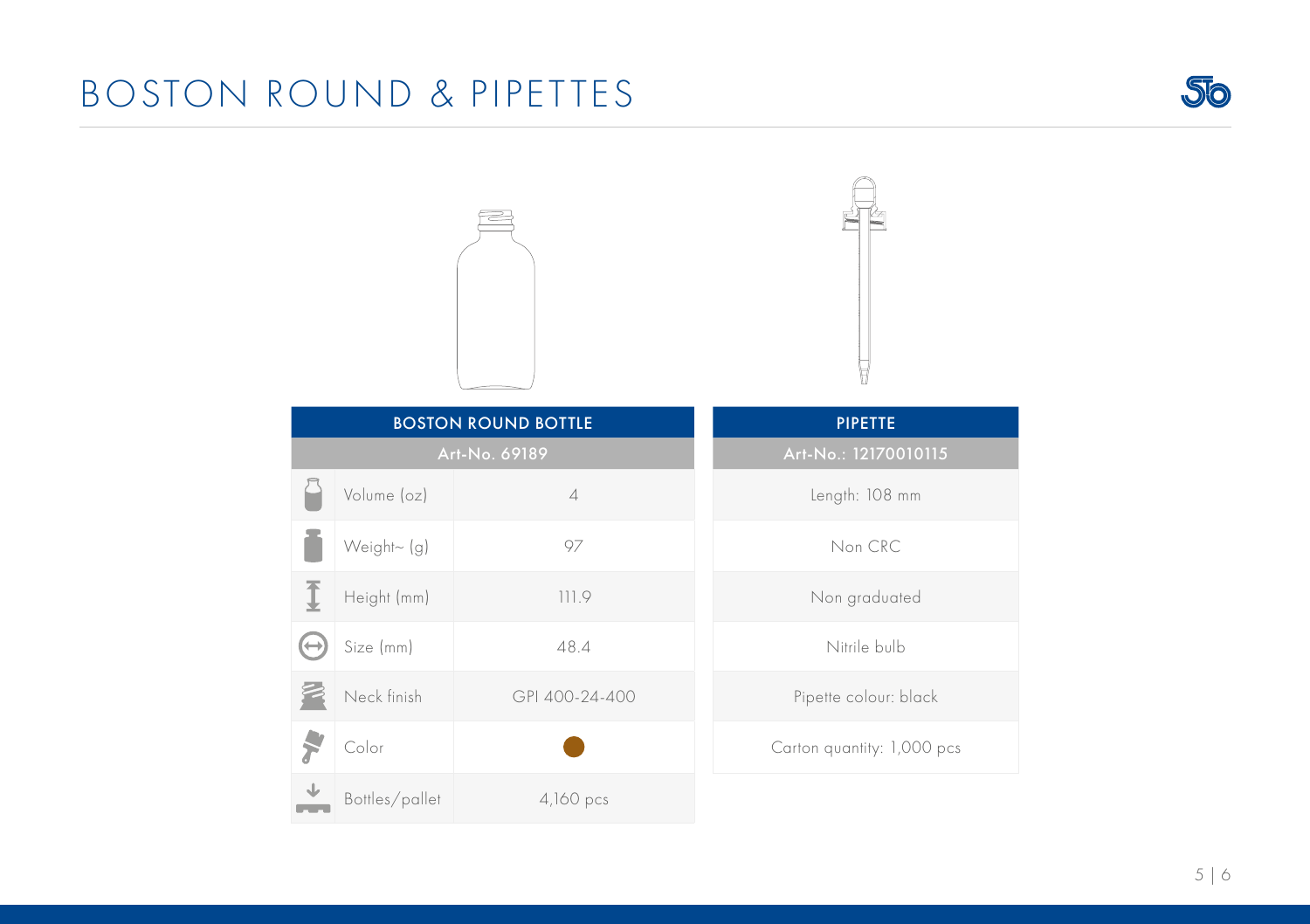# BOSTON ROUND & PIPETTES

| BOSTON ROUND BOTTLE | |
|---|---|
| Art-No. 69189 | |
| Volume (oz) | 4 |
| Weight~ (g) | 97 |
| Height (mm) | 111.9 |
| Size (mm) | 48.4 |
| Neck finish | GPI 400-24-400 |
| Color | ● |
| Bottles/pallet | 4,160 pcs |

| PIPETTE |
|---|
| Art-No.: 12170010115 |
| Length: 108 mm |
| Non CRC |
| Non graduated |
| Nitrile bulb |
| Pipette colour: black |
| Carton quantity: 1,000 pcs |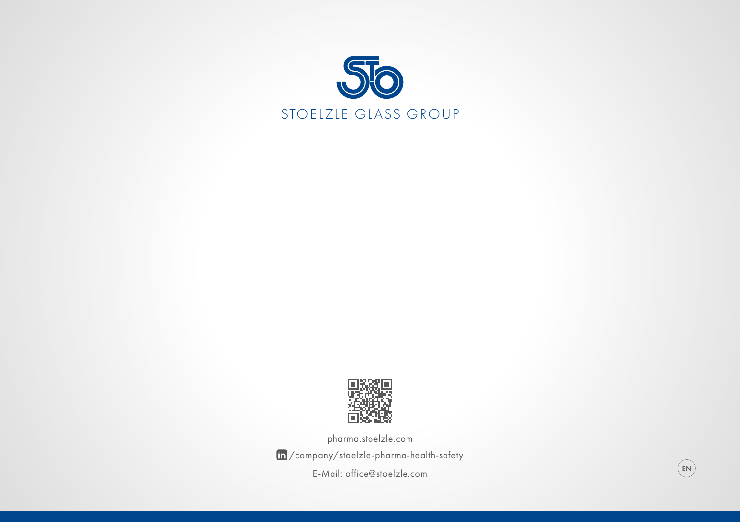STOELZLE GLASS GROUP

pharma.stoelzle.com

/company/stoelzle-pharma-health-safety

E-Mail: office@stoelzle.com

EN